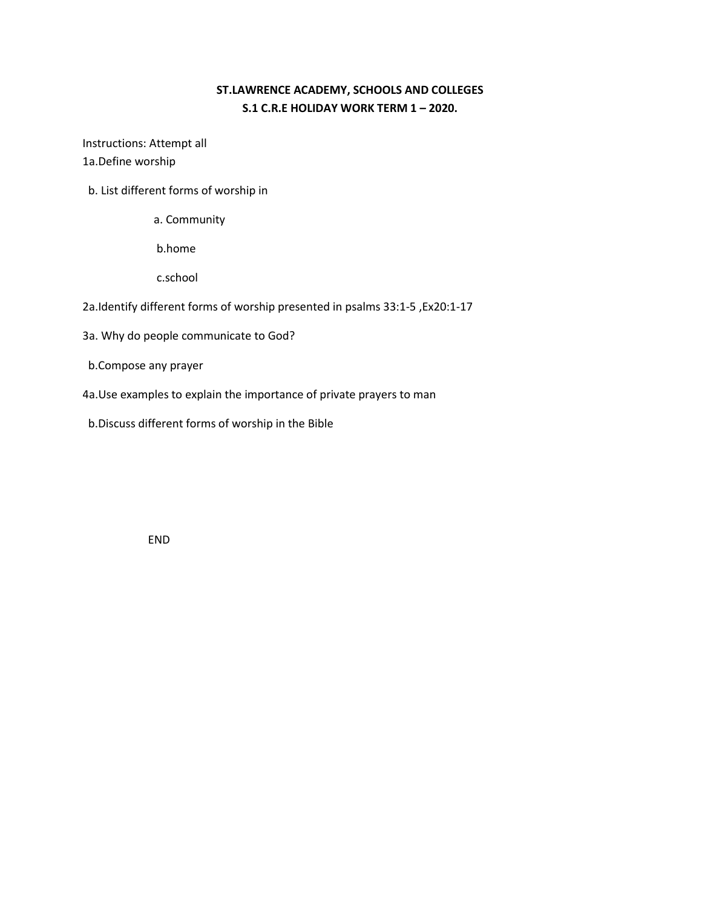# ST.LAWRENCE ACADEMY, SCHOOLS AND COLLEGES

## S.1 C.R.E HOLIDAY WORK TERM 1 – 2020.

Instructions: Attempt all

1a.Define worship

b. List different forms of worship in

a. Community

b.home

c.school

2a.Identify different forms of worship presented in psalms 33:1-5 ,Ex20:1-17

3a. Why do people communicate to God?

b.Compose any prayer

4a.Use examples to explain the importance of private prayers to man

b.Discuss different forms of worship in the Bible

END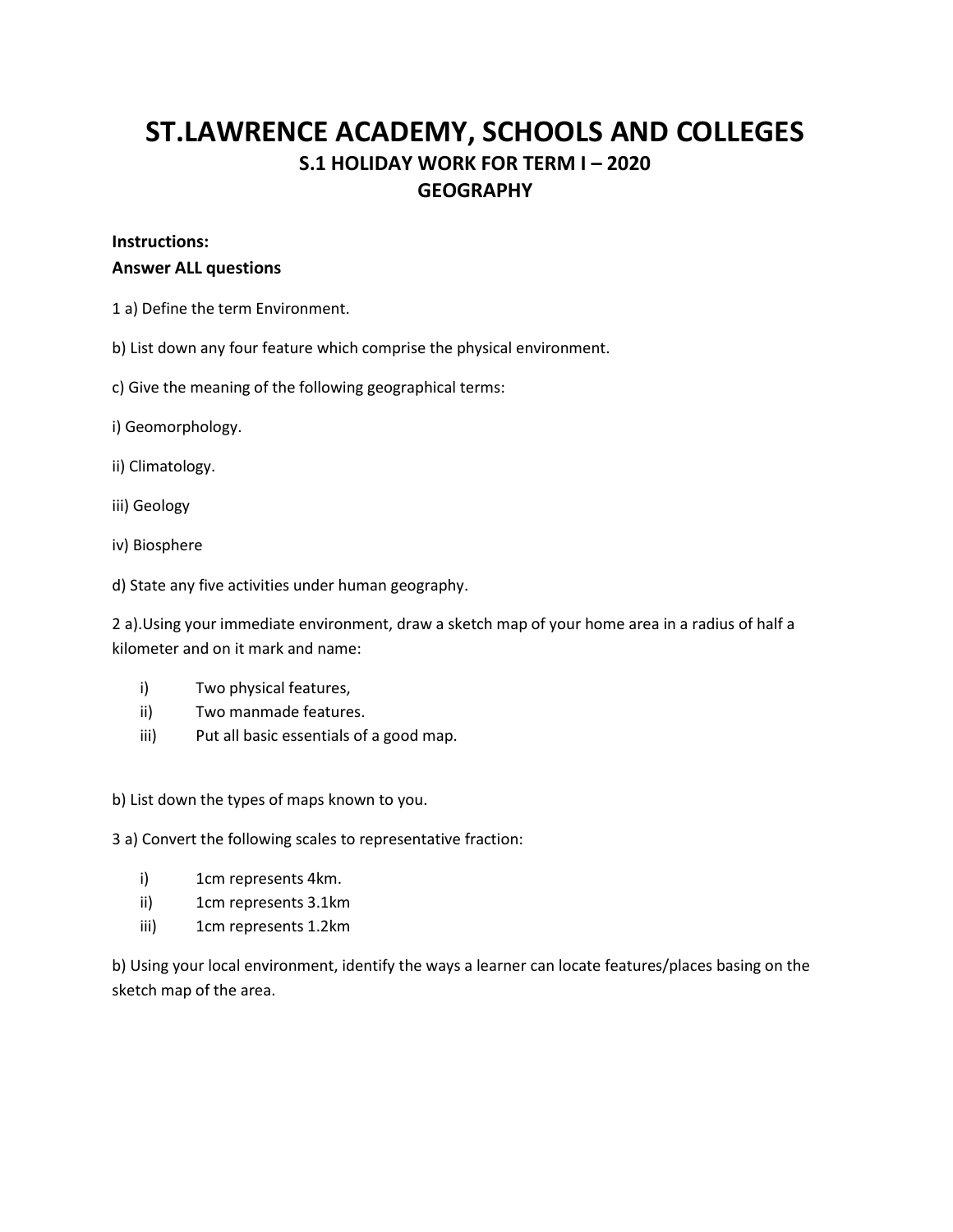# ST.LAWRENCE ACADEMY, SCHOOLS AND COLLEGES

## S.1 HOLIDAY WORK FOR TERM I – 2020

## GEOGRAPHY

**Instructions:**

**Answer ALL questions**

1 a) Define the term Environment.

b) List down any four feature which comprise the physical environment.

c) Give the meaning of the following geographical terms:

i) Geomorphology.

ii) Climatology.

iii) Geology

iv) Biosphere

d) State any five activities under human geography.

2 a).Using your immediate environment, draw a sketch map of your home area in a radius of half a kilometer and on it mark and name:

- i) Two physical features,
- ii) Two manmade features.
- iii) Put all basic essentials of a good map.

b) List down the types of maps known to you.

3 a) Convert the following scales to representative fraction:

- i) 1cm represents 4km.
- ii) 1cm represents 3.1km
- iii) 1cm represents 1.2km

b) Using your local environment, identify the ways a learner can locate features/places basing on the sketch map of the area.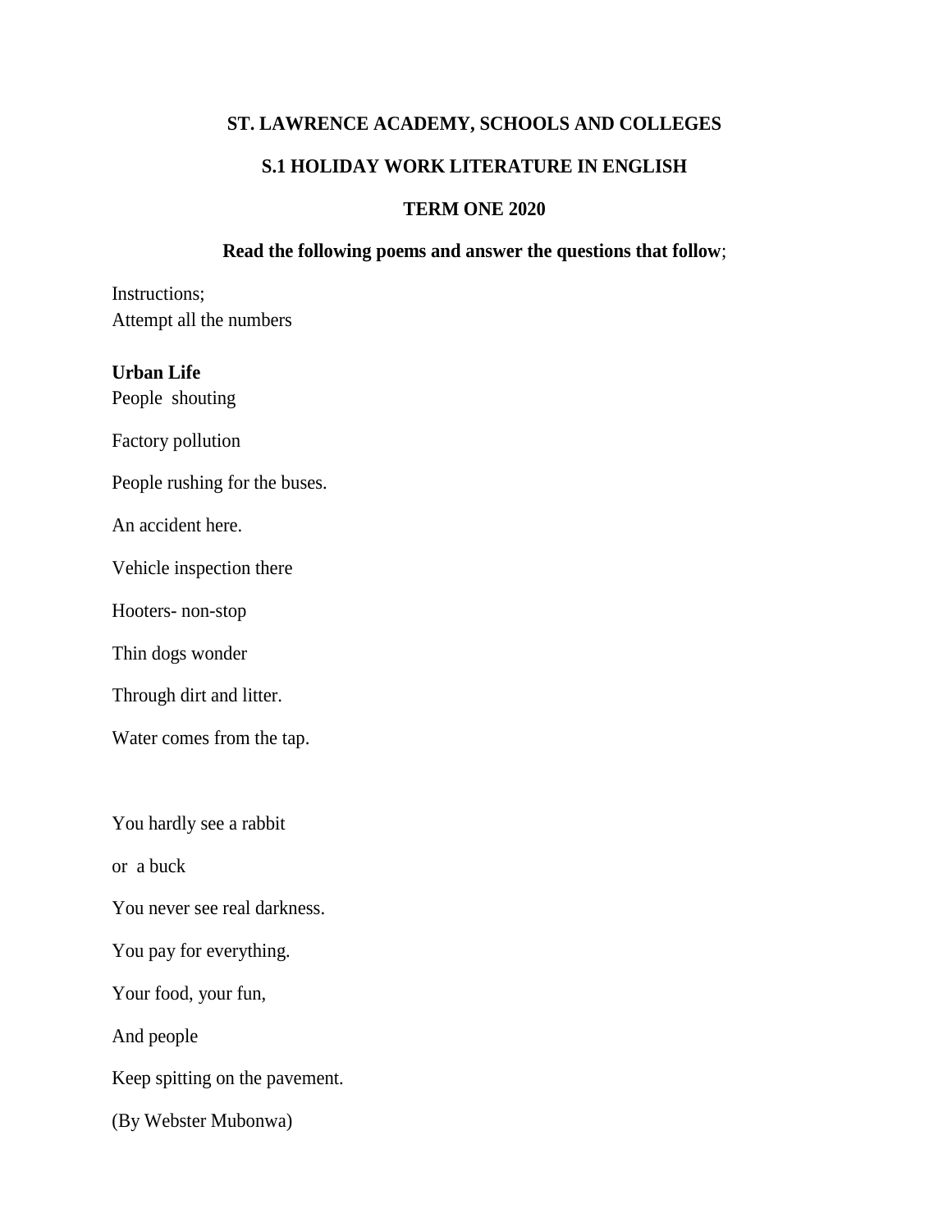**ST. LAWRENCE ACADEMY, SCHOOLS AND COLLEGES**

**S.1 HOLIDAY WORK LITERATURE IN ENGLISH**

**TERM ONE 2020**

**Read the following poems and answer the questions that follow**;

Instructions;
Attempt all the numbers

**Urban Life**

People shouting

Factory pollution

People rushing for the buses.

An accident here.

Vehicle inspection there

Hooters- non-stop

Thin dogs wonder

Through dirt and litter.

Water comes from the tap.

You hardly see a rabbit

or a buck

You never see real darkness.

You pay for everything.

Your food, your fun,

And people

Keep spitting on the pavement.

(By Webster Mubonwa)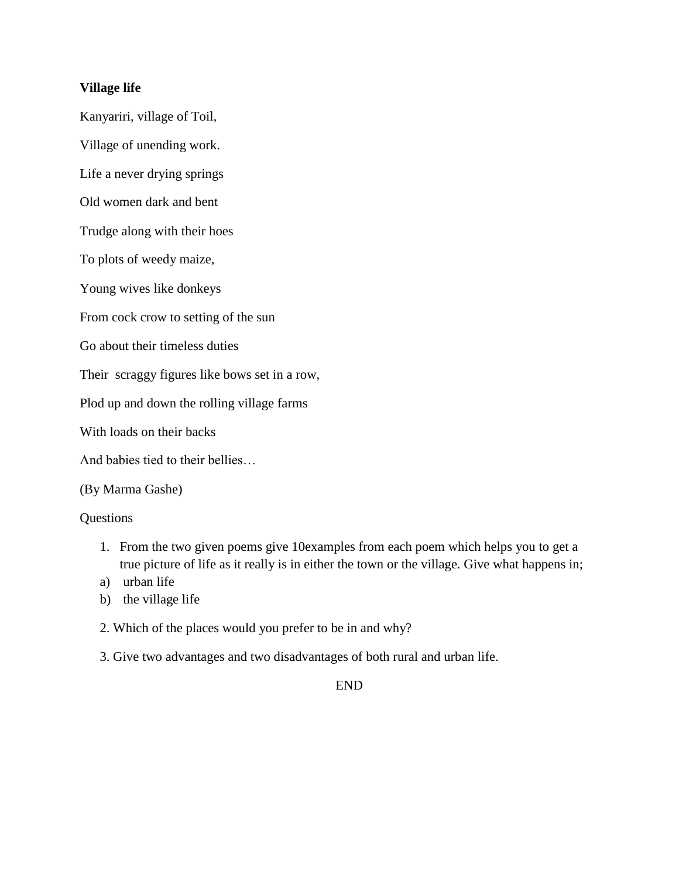**Village life**

Kanyariri, village of Toil,

Village of unending work.

Life a never drying springs

Old women dark and bent

Trudge along with their hoes

To plots of weedy maize,

Young wives like donkeys

From cock crow to setting of the sun

Go about their timeless duties

Their  scraggy figures like bows set in a row,

Plod up and down the rolling village farms

With loads on their backs

And babies tied to their bellies…

(By Marma Gashe)

Questions

1. From the two given poems give 10examples from each poem which helps you to get a true picture of life as it really is in either the town or the village. Give what happens in;

a) urban life

b) the village life

2. Which of the places would you prefer to be in and why?

3. Give two advantages and two disadvantages of both rural and urban life.

END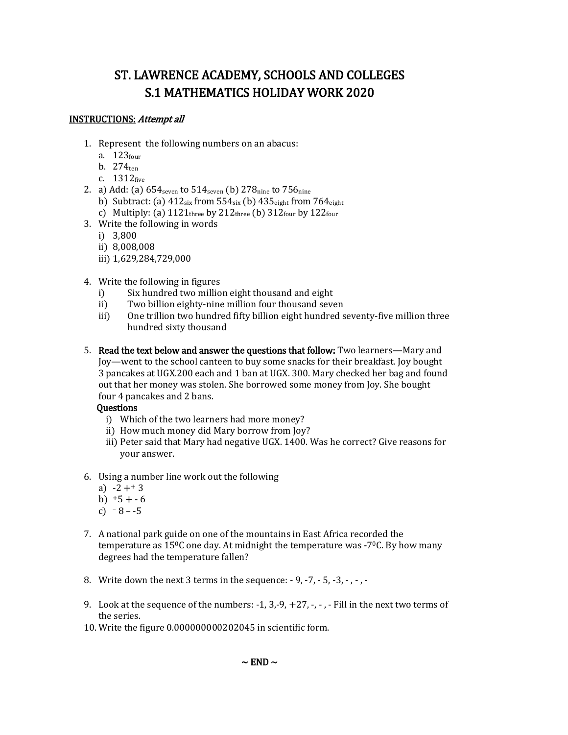# ST. LAWRENCE ACADEMY, SCHOOLS AND COLLEGES
# S.1 MATHEMATICS HOLIDAY WORK 2020

**INSTRUCTIONS:** *Attempt all*

1. Represent the following numbers on an abacus:
   a. $123_{four}$
   b. $274_{ten}$
   c. $1312_{five}$
2. a) Add: (a) $654_{seven}$ to $514_{seven}$ (b) $278_{nine}$ to $756_{nine}$
   b) Subtract: (a) $412_{six}$ from $554_{six}$ (b) $435_{eight}$ from $764_{eight}$
   c) Multiply: (a) $1121_{three}$ by $212_{three}$ (b) $312_{four}$ by $122_{four}$
3. Write the following in words
   i) 3,800
   ii) 8,008,008
   iii) 1,629,284,729,000

4. Write the following in figures
   i) Six hundred two million eight thousand and eight
   ii) Two billion eighty-nine million four thousand seven
   iii) One trillion two hundred fifty billion eight hundred seventy-five million three hundred sixty thousand

5. **Read the text below and answer the questions that follow:** Two learners—Mary and Joy—went to the school canteen to buy some snacks for their breakfast. Joy bought 3 pancakes at UGX.200 each and 1 ban at UGX. 300. Mary checked her bag and found out that her money was stolen. She borrowed some money from Joy. She bought four 4 pancakes and 2 bans.
   **Questions**
   i) Which of the two learners had more money?
   ii) How much money did Mary borrow from Joy?
   iii) Peter said that Mary had negative UGX. 1400. Was he correct? Give reasons for your answer.

6. Using a number line work out the following
   a) $-2 + {}^{+}3$
   b) ${}^{+}5 + -6$
   c) ${}^{-}8 - -5$

7. A national park guide on one of the mountains in East Africa recorded the temperature as $15^{0}C$ one day. At midnight the temperature was $-7^{0}C$. By how many degrees had the temperature fallen?

8. Write down the next 3 terms in the sequence: - 9, -7, - 5, -3, - , - , -

9. Look at the sequence of the numbers: -1, 3,-9, +27, -, - , - Fill in the next two terms of the series.
10. Write the figure 0.000000000202045 in scientific form.

~ END ~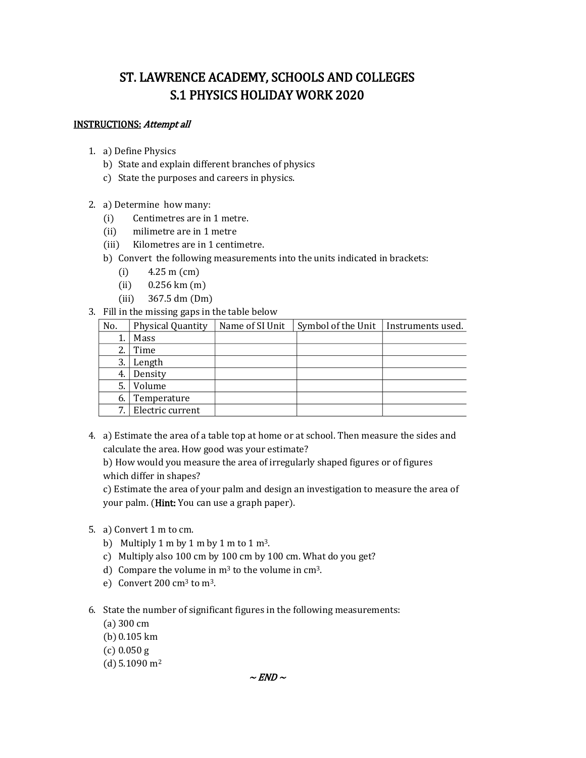# ST. LAWRENCE ACADEMY, SCHOOLS AND COLLEGES
# S.1 PHYSICS HOLIDAY WORK 2020

**INSTRUCTIONS:** *Attempt all*

1. a) Define Physics
   b) State and explain different branches of physics
   c) State the purposes and careers in physics.

2. a) Determine how many:
   (i) Centimetres are in 1 metre.
   (ii) milimetre are in 1 metre
   (iii) Kilometres are in 1 centimetre.
   b) Convert the following measurements into the units indicated in brackets:
   (i) 4.25 m (cm)
   (ii) 0.256 km (m)
   (iii) 367.5 dm (Dm)

3. Fill in the missing gaps in the table below

| No. | Physical Quantity | Name of SI Unit | Symbol of the Unit | Instruments used. |
|---|---|---|---|---|
| 1. | Mass | | | |
| 2. | Time | | | |
| 3. | Length | | | |
| 4. | Density | | | |
| 5. | Volume | | | |
| 6. | Temperature | | | |
| 7. | Electric current | | | |

4. a) Estimate the area of a table top at home or at school. Then measure the sides and calculate the area. How good was your estimate?
   b) How would you measure the area of irregularly shaped figures or of figures which differ in shapes?
   c) Estimate the area of your palm and design an investigation to measure the area of your palm. (**Hint:** You can use a graph paper).

5. a) Convert 1 m to cm.
   b) Multiply 1 m by 1 m by 1 m to 1 $m^3$.
   c) Multiply also 100 cm by 100 cm by 100 cm. What do you get?
   d) Compare the volume in $m^3$ to the volume in $cm^3$.
   e) Convert 200 $cm^3$ to $m^3$.

6. State the number of significant figures in the following measurements:
   (a) 300 cm
   (b) 0.105 km
   (c) 0.050 g
   (d) 5.1090 $m^2$

*~ END ~*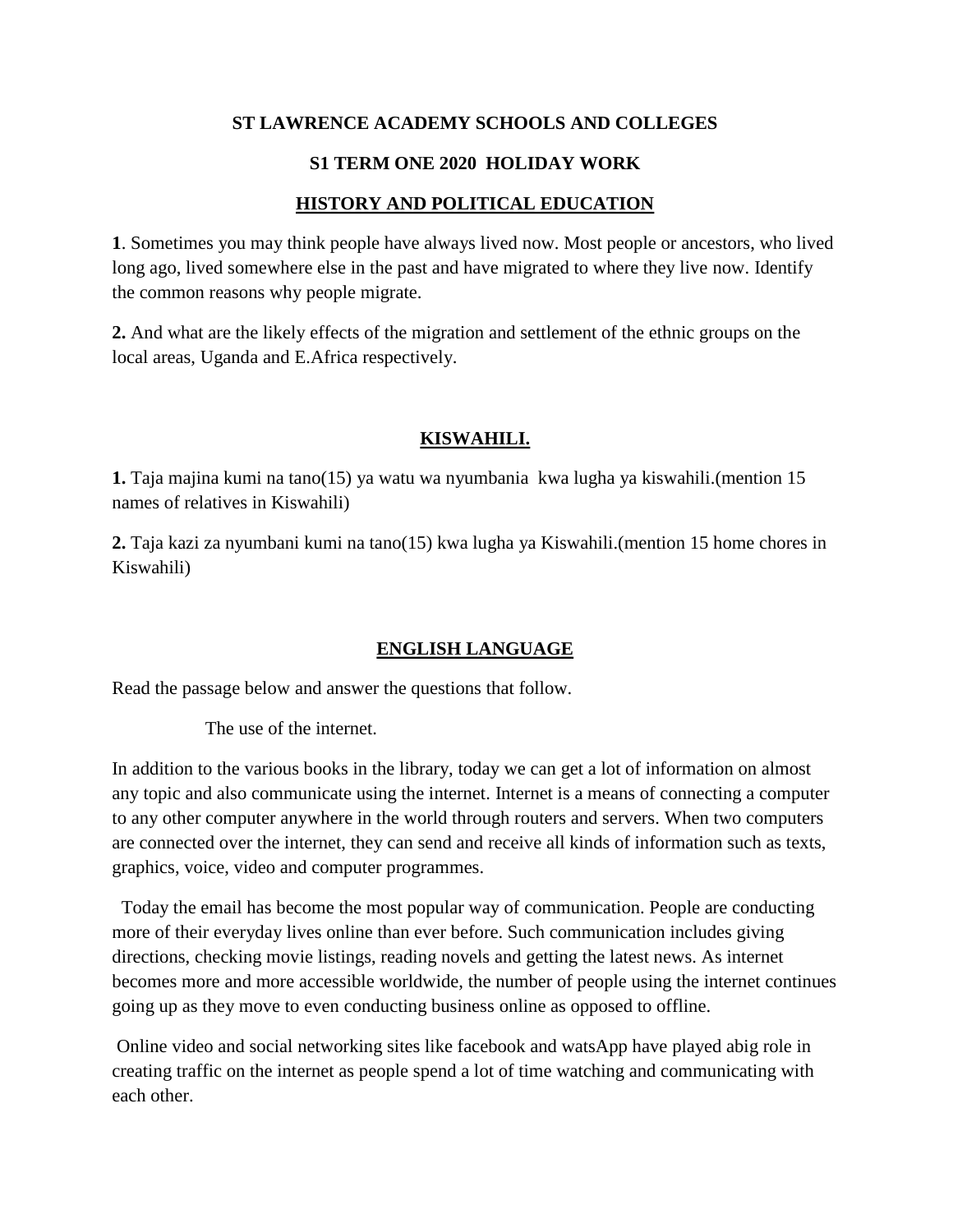**ST LAWRENCE ACADEMY SCHOOLS AND COLLEGES**

**S1 TERM ONE 2020 HOLIDAY WORK**

## HISTORY AND POLITICAL EDUCATION

**1**. Sometimes you may think people have always lived now. Most people or ancestors, who lived long ago, lived somewhere else in the past and have migrated to where they live now. Identify the common reasons why people migrate.

**2.** And what are the likely effects of the migration and settlement of the ethnic groups on the local areas, Uganda and E.Africa respectively.

## KISWAHILI.

**1.** Taja majina kumi na tano(15) ya watu wa nyumbania kwa lugha ya kiswahili.(mention 15 names of relatives in Kiswahili)

**2.** Taja kazi za nyumbani kumi na tano(15) kwa lugha ya Kiswahili.(mention 15 home chores in Kiswahili)

## ENGLISH LANGUAGE

Read the passage below and answer the questions that follow.

The use of the internet.

In addition to the various books in the library, today we can get a lot of information on almost any topic and also communicate using the internet. Internet is a means of connecting a computer to any other computer anywhere in the world through routers and servers. When two computers are connected over the internet, they can send and receive all kinds of information such as texts, graphics, voice, video and computer programmes.

Today the email has become the most popular way of communication. People are conducting more of their everyday lives online than ever before. Such communication includes giving directions, checking movie listings, reading novels and getting the latest news. As internet becomes more and more accessible worldwide, the number of people using the internet continues going up as they move to even conducting business online as opposed to offline.

Online video and social networking sites like facebook and watsApp have played abig role in creating traffic on the internet as people spend a lot of time watching and communicating with each other.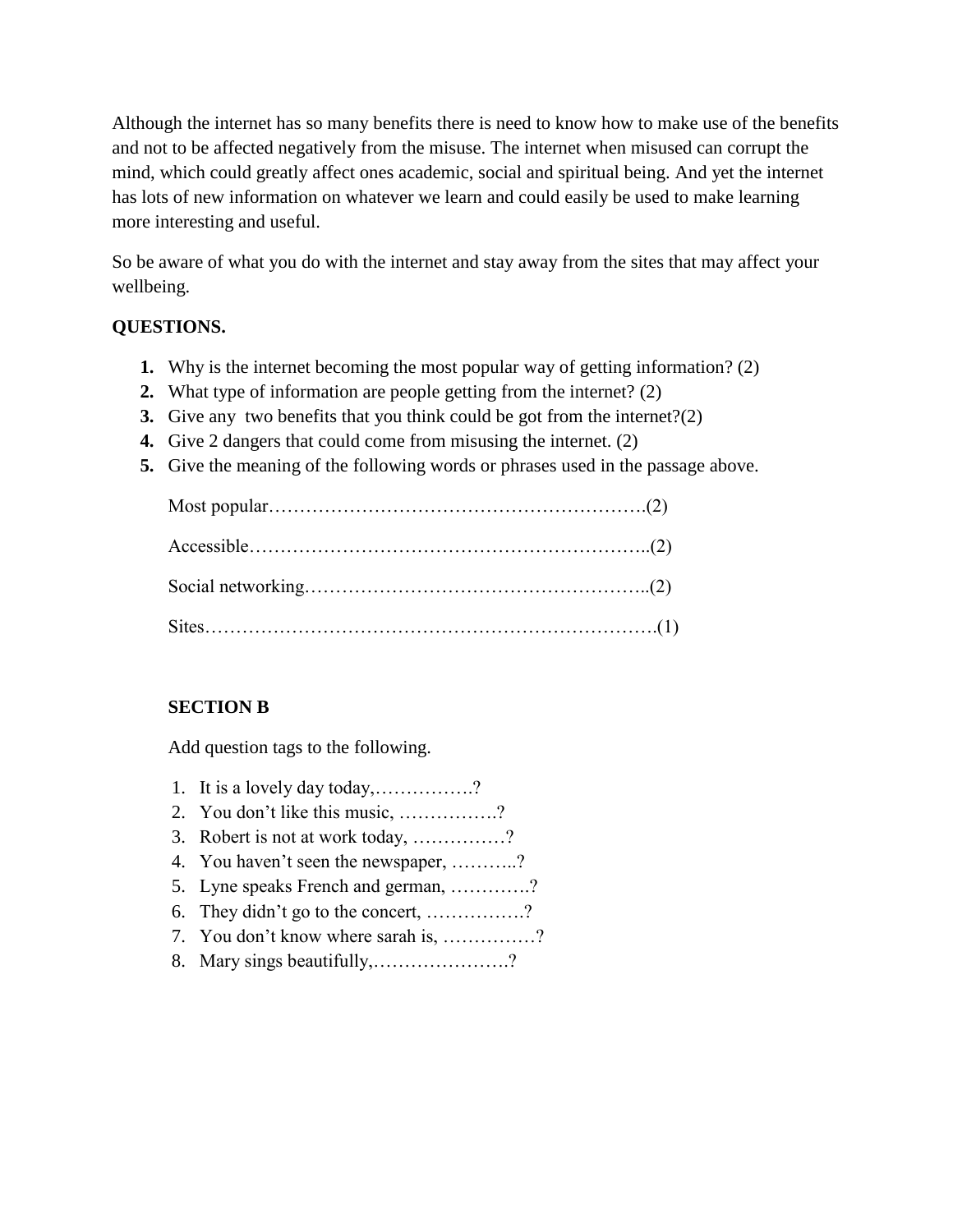Although the internet has so many benefits there is need to know how to make use of the benefits and not to be affected negatively from the misuse. The internet when misused can corrupt the mind, which could greatly affect ones academic, social and spiritual being. And yet the internet has lots of new information on whatever we learn and could easily be used to make learning more interesting and useful.

So be aware of what you do with the internet and stay away from the sites that may affect your wellbeing.

**QUESTIONS.**

1. Why is the internet becoming the most popular way of getting information? (2)
2. What type of information are people getting from the internet? (2)
3. Give any two benefits that you think could be got from the internet?(2)
4. Give 2 dangers that could come from misusing the internet. (2)
5. Give the meaning of the following words or phrases used in the passage above.

   Most popular…………………………………………………….(2)

   Accessible………………………………………………………..(2)

   Social networking………………………………………………..(2)

   Sites……………………………………………………………….(1)

**SECTION B**

Add question tags to the following.

1. It is a lovely day today,…………….?
2. You don't like this music, …………….?
3. Robert is not at work today, ……………?
4. You haven't seen the newspaper, ………..?
5. Lyne speaks French and german, ………….?
6. They didn't go to the concert, …………….?
7. You don't know where sarah is, ……………?
8. Mary sings beautifully,………………….?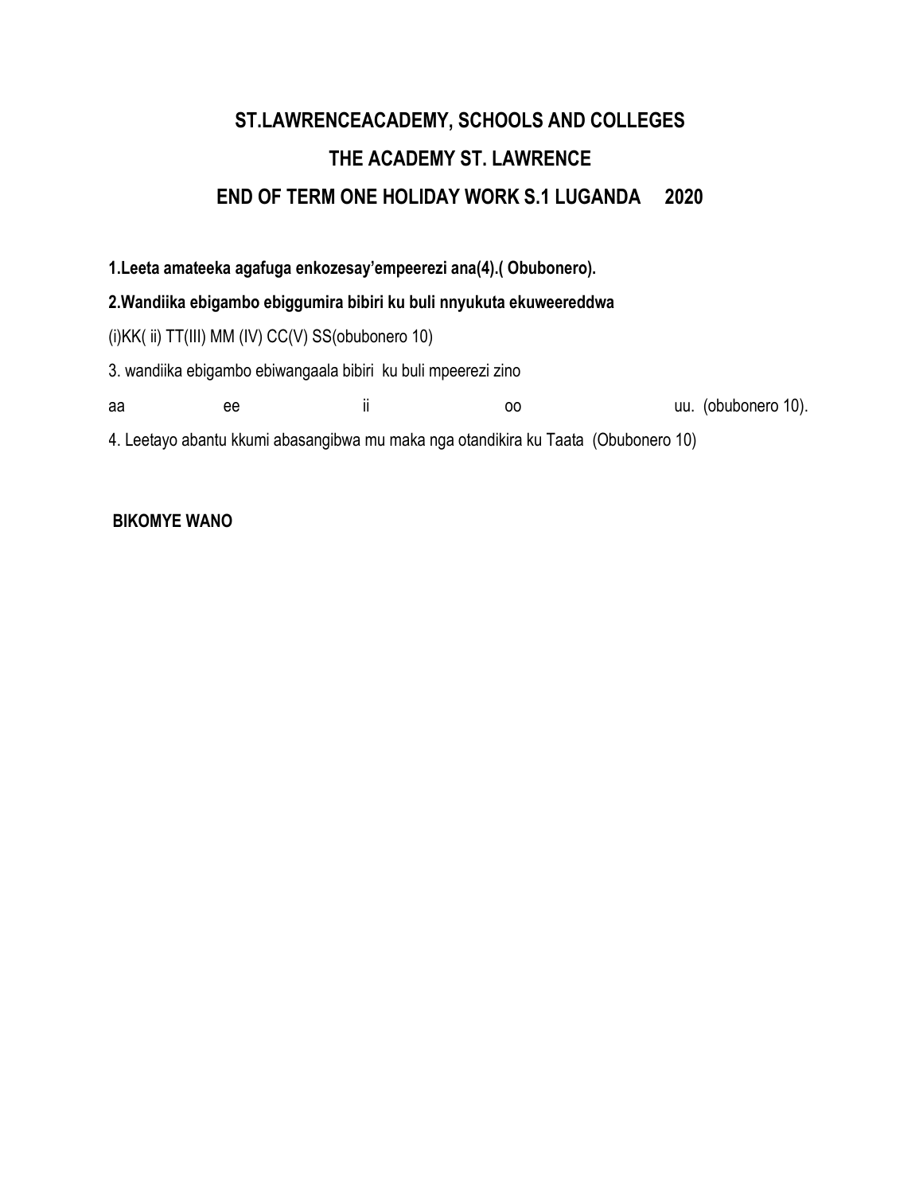# ST.LAWRENCEACADEMY, SCHOOLS AND COLLEGES

## THE ACADEMY ST. LAWRENCE

## END OF TERM ONE HOLIDAY WORK S.1 LUGANDA 2020

**1.Leeta amateeka agafuga enkozesay'empeerezi ana(4).( Obubonero).**

**2.Wandiika ebigambo ebiggumira bibiri ku buli nnyukuta ekuweereddwa**

(i)KK( ii) TT(III) MM (IV) CC(V) SS(obubonero 10)

3. wandiika ebigambo ebiwangaala bibiri ku buli mpeerezi zino

aa ee ii oo uu. (obubonero 10).

4. Leetayo abantu kkumi abasangibwa mu maka nga otandikira ku Taata (Obubonero 10)

**BIKOMYE WANO**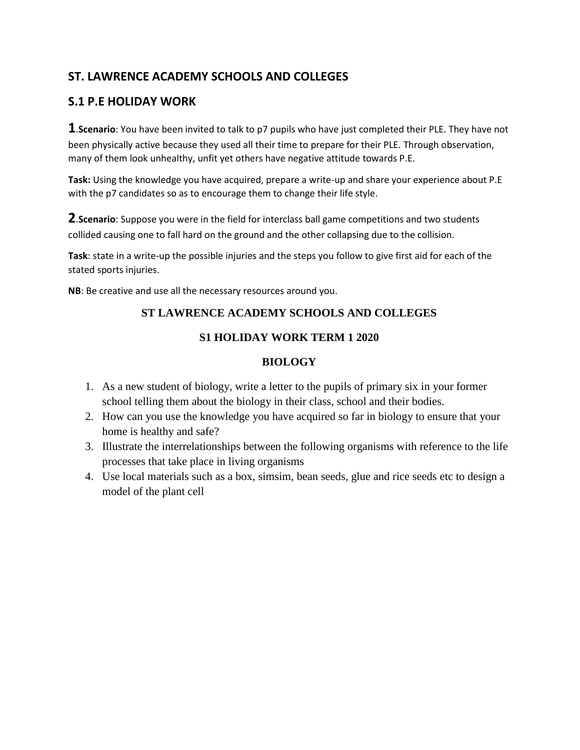## ST. LAWRENCE ACADEMY SCHOOLS AND COLLEGES

## S.1 P.E HOLIDAY WORK

**1**.**Scenario**: You have been invited to talk to p7 pupils who have just completed their PLE. They have not been physically active because they used all their time to prepare for their PLE. Through observation, many of them look unhealthy, unfit yet others have negative attitude towards P.E.

**Task:** Using the knowledge you have acquired, prepare a write-up and share your experience about P.E with the p7 candidates so as to encourage them to change their life style.

**2**.**Scenario**: Suppose you were in the field for interclass ball game competitions and two students collided causing one to fall hard on the ground and the other collapsing due to the collision.

**Task**: state in a write-up the possible injuries and the steps you follow to give first aid for each of the stated sports injuries.

**NB**: Be creative and use all the necessary resources around you.

**ST LAWRENCE ACADEMY SCHOOLS AND COLLEGES**

**S1 HOLIDAY WORK TERM 1 2020**

**BIOLOGY**

1. As a new student of biology, write a letter to the pupils of primary six in your former school telling them about the biology in their class, school and their bodies.
2. How can you use the knowledge you have acquired so far in biology to ensure that your home is healthy and safe?
3. Illustrate the interrelationships between the following organisms with reference to the life processes that take place in living organisms
4. Use local materials such as a box, simsim, bean seeds, glue and rice seeds etc to design a model of the plant cell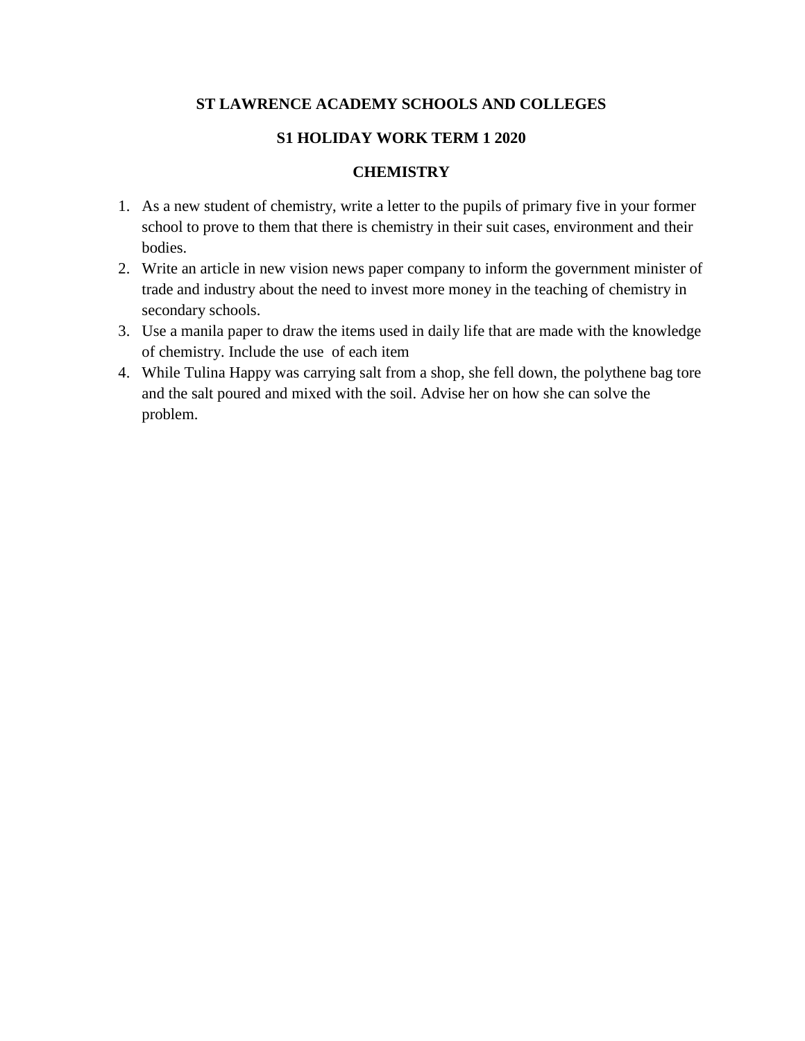**ST LAWRENCE ACADEMY SCHOOLS AND COLLEGES**

**S1 HOLIDAY WORK TERM 1 2020**

**CHEMISTRY**

1. As a new student of chemistry, write a letter to the pupils of primary five in your former school to prove to them that there is chemistry in their suit cases, environment and their bodies.
2. Write an article in new vision news paper company to inform the government minister of trade and industry about the need to invest more money in the teaching of chemistry in secondary schools.
3. Use a manila paper to draw the items used in daily life that are made with the knowledge of chemistry. Include the use of each item
4. While Tulina Happy was carrying salt from a shop, she fell down, the polythene bag tore and the salt poured and mixed with the soil. Advise her on how she can solve the problem.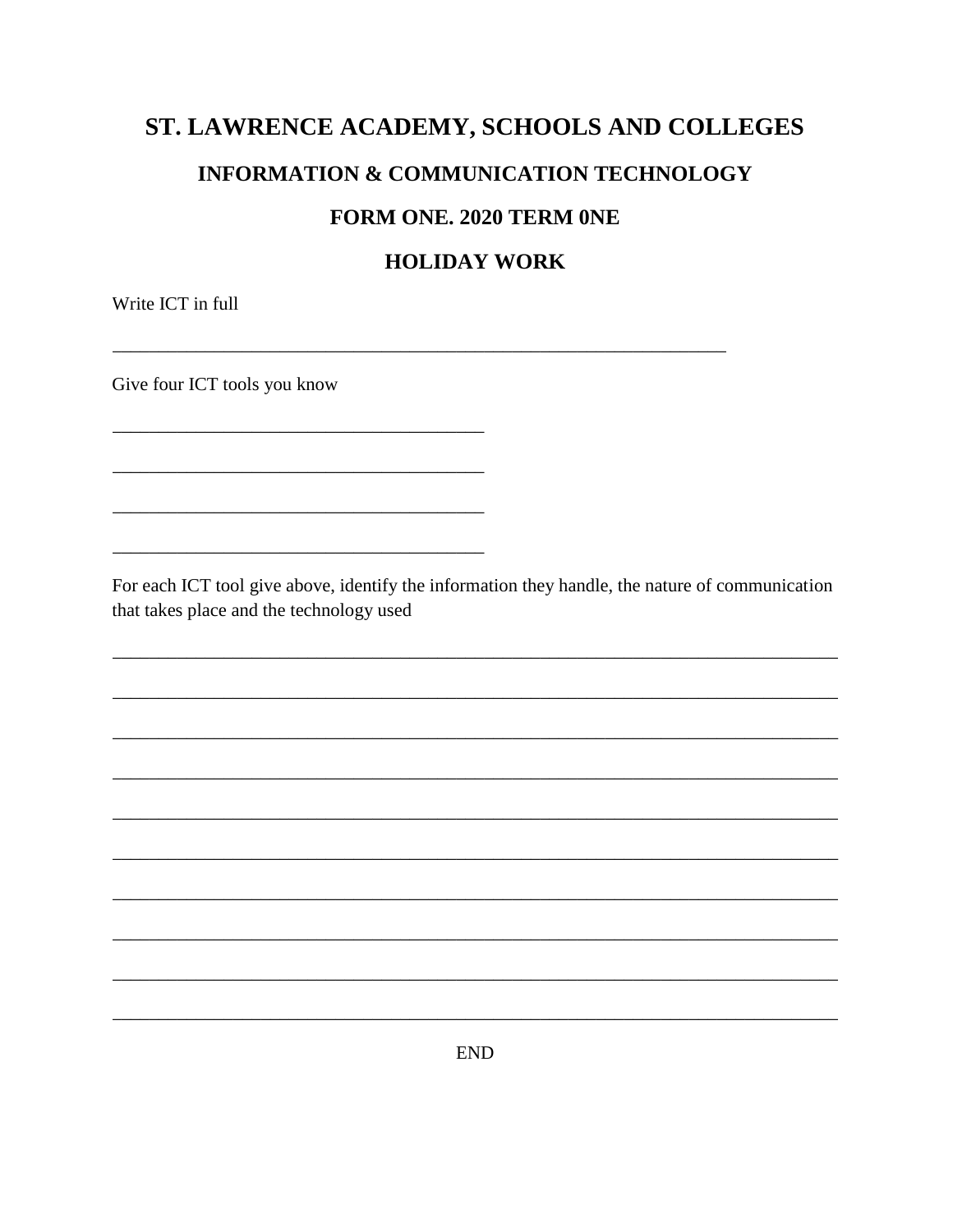# ST. LAWRENCE ACADEMY, SCHOOLS AND COLLEGES

## INFORMATION & COMMUNICATION TECHNOLOGY

## FORM ONE. 2020 TERM 0NE

## HOLIDAY WORK

Write ICT in full

_______________________________________________________________________

Give four ICT tools you know

___________________________________________

___________________________________________

___________________________________________

___________________________________________

For each ICT tool give above, identify the information they handle, the nature of communication that takes place and the technology used

__________________________________________________________________________________

__________________________________________________________________________________

__________________________________________________________________________________

__________________________________________________________________________________

__________________________________________________________________________________

__________________________________________________________________________________

__________________________________________________________________________________

__________________________________________________________________________________

__________________________________________________________________________________

__________________________________________________________________________________

END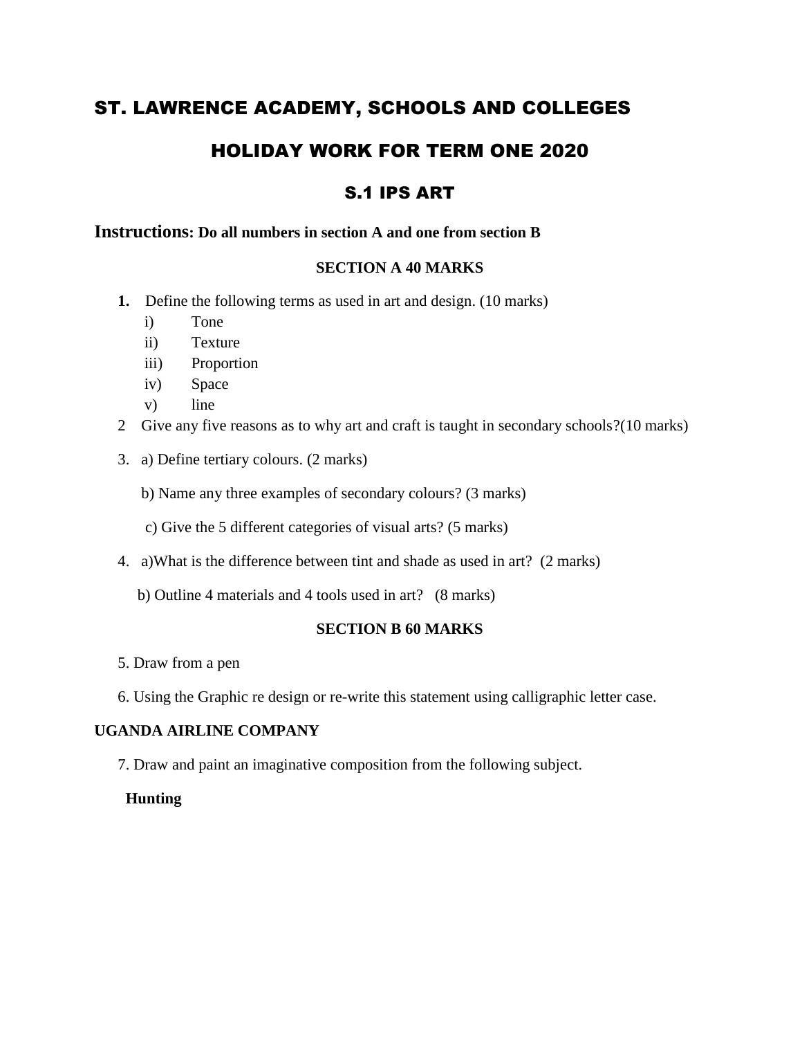# ST. LAWRENCE ACADEMY, SCHOOLS AND COLLEGES

## HOLIDAY WORK FOR TERM ONE 2020

### S.1 IPS ART

**Instructions: Do all numbers in section A and one from section B**

**SECTION A 40 MARKS**

1. Define the following terms as used in art and design. (10 marks)
   i) Tone
   ii) Texture
   iii) Proportion
   iv) Space
   v) line

2 Give any five reasons as to why art and craft is taught in secondary schools?(10 marks)

3. a) Define tertiary colours. (2 marks)

   b) Name any three examples of secondary colours? (3 marks)

   c) Give the 5 different categories of visual arts? (5 marks)

4. a)What is the difference between tint and shade as used in art? (2 marks)

   b) Outline 4 materials and 4 tools used in art? (8 marks)

**SECTION B 60 MARKS**

5. Draw from a pen

6. Using the Graphic re design or re-write this statement using calligraphic letter case.

**UGANDA AIRLINE COMPANY**

7. Draw and paint an imaginative composition from the following subject.

**Hunting**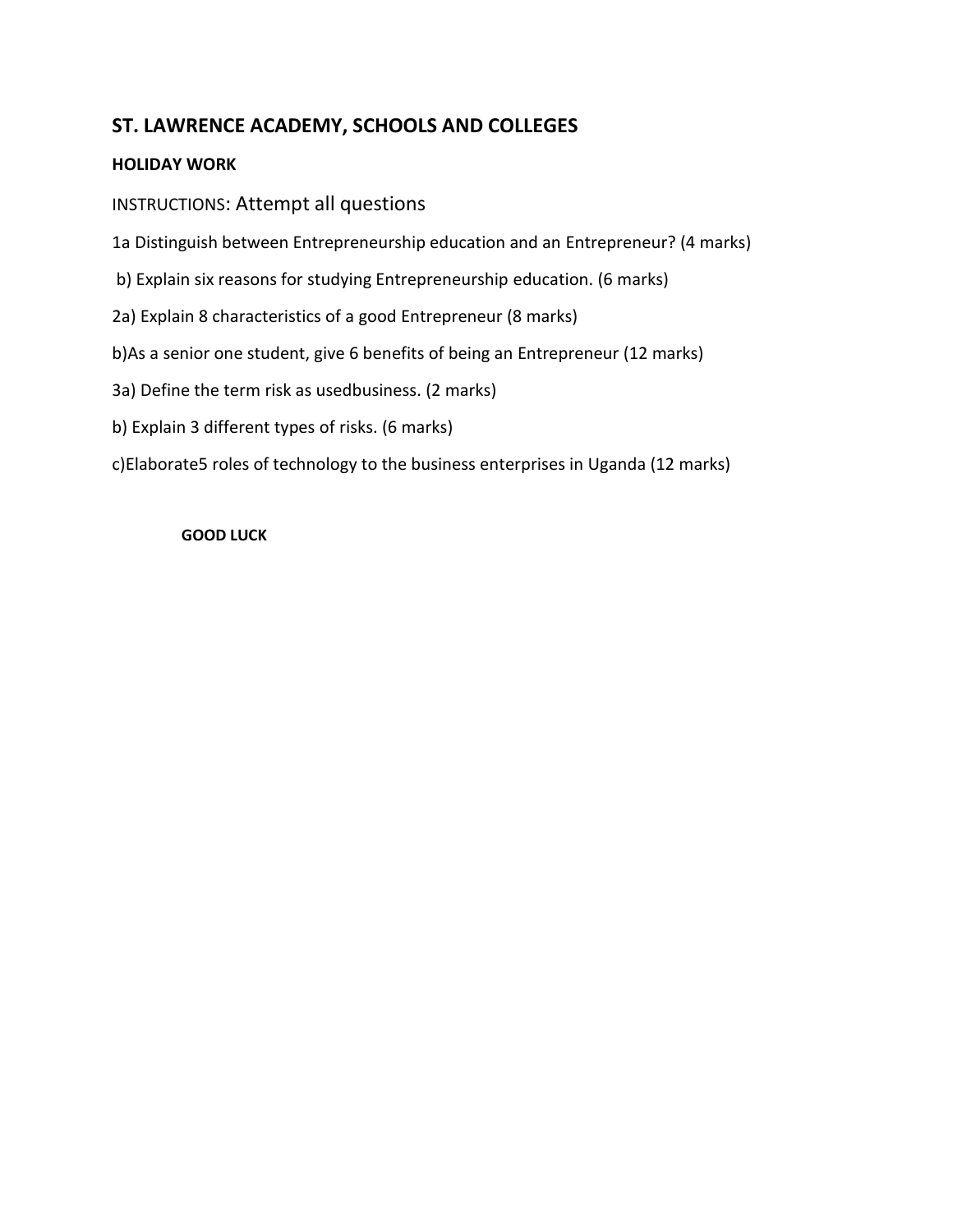## ST. LAWRENCE ACADEMY, SCHOOLS AND COLLEGES

**HOLIDAY WORK**

INSTRUCTIONS: Attempt all questions

1a Distinguish between Entrepreneurship education and an Entrepreneur? (4 marks)

b) Explain six reasons for studying Entrepreneurship education. (6 marks)

2a) Explain 8 characteristics of a good Entrepreneur (8 marks)

b)As a senior one student, give 6 benefits of being an Entrepreneur (12 marks)

3a) Define the term risk as usedbusiness. (2 marks)

b) Explain 3 different types of risks. (6 marks)

c)Elaborate5 roles of technology to the business enterprises in Uganda (12 marks)

**GOOD LUCK**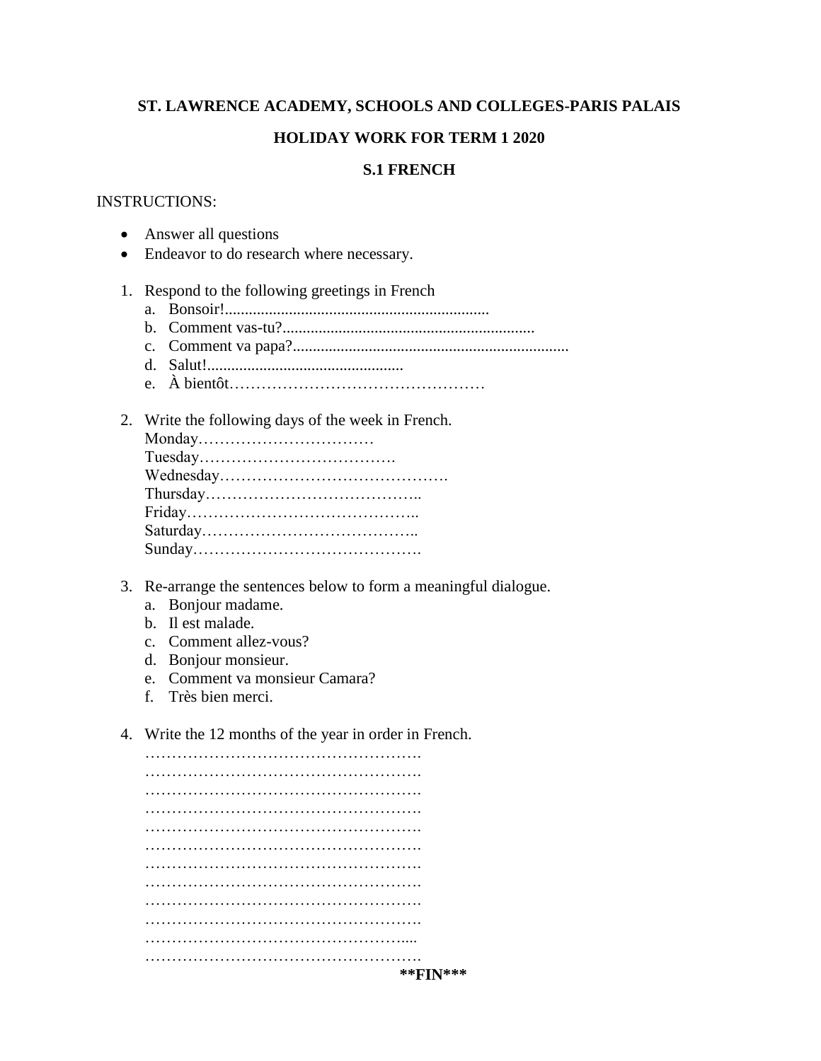**ST. LAWRENCE ACADEMY, SCHOOLS AND COLLEGES-PARIS PALAIS**

**HOLIDAY WORK FOR TERM 1 2020**

**S.1 FRENCH**

INSTRUCTIONS:

- Answer all questions
- Endeavor to do research where necessary.

1. Respond to the following greetings in French
   a. Bonsoir!..................................................................
   b. Comment vas-tu?...............................................................
   c. Comment va papa?.....................................................................
   d. Salut!.................................................
   e. À bientôt…………………………………………

2. Write the following days of the week in French.
   Monday……………………………
   Tuesday……………………………….
   Wednesday…………………………………….
   Thursday…………………………………..
   Friday……………………………………..
   Saturday…………………………………..
   Sunday…………………………………….

3. Re-arrange the sentences below to form a meaningful dialogue.
   a. Bonjour madame.
   b. Il est malade.
   c. Comment allez-vous?
   d. Bonjour monsieur.
   e. Comment va monsieur Camara?
   f. Très bien merci.

4. Write the 12 months of the year in order in French.
   …………………………………………….
   …………………………………………….
   …………………………………………….
   …………………………………………….
   …………………………………………….
   …………………………………………….
   …………………………………………….
   …………………………………………….
   …………………………………………….
   …………………………………………….
   ………………………………………….....
   …………………………………………….

**FIN***